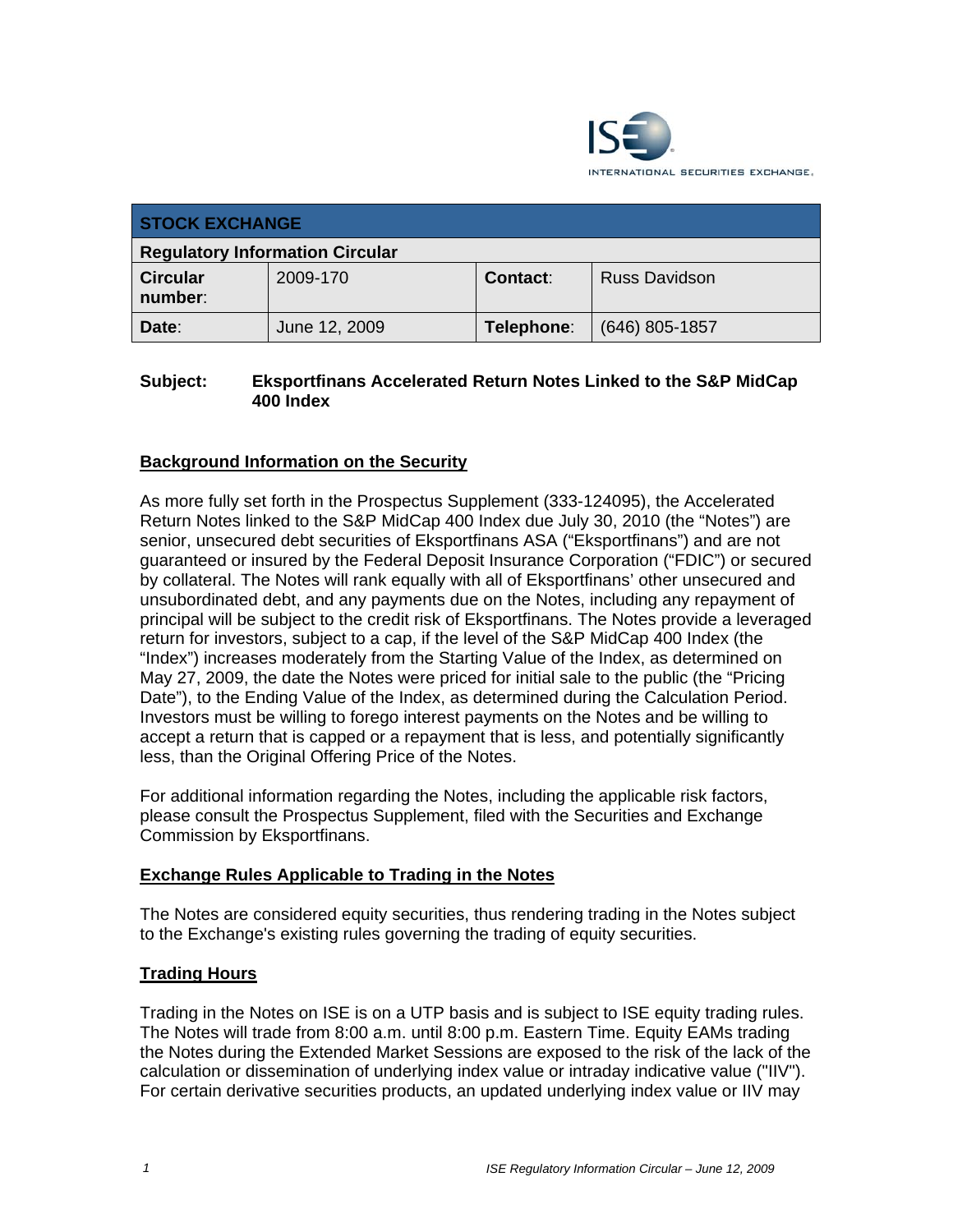ISE INTERNATIONAL SECURITIES EXCHANGE.

| STOCK EXCHANGE | | | |
|---|---|---|---|
| **Regulatory Information Circular** | | | |
| **Circular number**: | 2009-170 | **Contact**: | Russ Davidson |
| **Date**: | June 12, 2009 | **Telephone**: | (646) 805-1857 |

**Subject: Eksportfinans Accelerated Return Notes Linked to the S&P MidCap 400 Index**

## Background Information on the Security

As more fully set forth in the Prospectus Supplement (333-124095), the Accelerated Return Notes linked to the S&P MidCap 400 Index due July 30, 2010 (the "Notes") are senior, unsecured debt securities of Eksportfinans ASA ("Eksportfinans") and are not guaranteed or insured by the Federal Deposit Insurance Corporation ("FDIC") or secured by collateral. The Notes will rank equally with all of Eksportfinans' other unsecured and unsubordinated debt, and any payments due on the Notes, including any repayment of principal will be subject to the credit risk of Eksportfinans. The Notes provide a leveraged return for investors, subject to a cap, if the level of the S&P MidCap 400 Index (the "Index") increases moderately from the Starting Value of the Index, as determined on May 27, 2009, the date the Notes were priced for initial sale to the public (the "Pricing Date"), to the Ending Value of the Index, as determined during the Calculation Period. Investors must be willing to forego interest payments on the Notes and be willing to accept a return that is capped or a repayment that is less, and potentially significantly less, than the Original Offering Price of the Notes.

For additional information regarding the Notes, including the applicable risk factors, please consult the Prospectus Supplement, filed with the Securities and Exchange Commission by Eksportfinans.

## Exchange Rules Applicable to Trading in the Notes

The Notes are considered equity securities, thus rendering trading in the Notes subject to the Exchange's existing rules governing the trading of equity securities.

## Trading Hours

Trading in the Notes on ISE is on a UTP basis and is subject to ISE equity trading rules. The Notes will trade from 8:00 a.m. until 8:00 p.m. Eastern Time. Equity EAMs trading the Notes during the Extended Market Sessions are exposed to the risk of the lack of the calculation or dissemination of underlying index value or intraday indicative value ("IIV"). For certain derivative securities products, an updated underlying index value or IIV may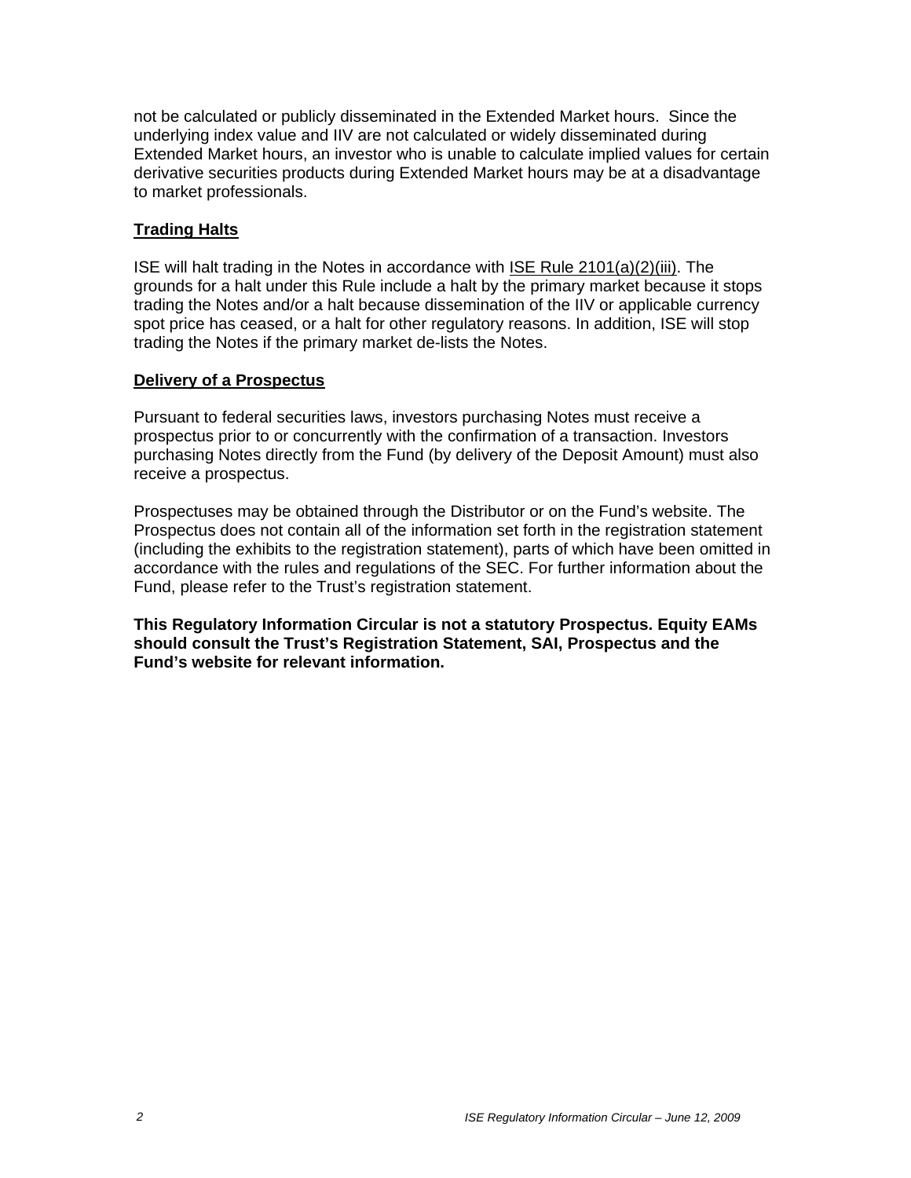not be calculated or publicly disseminated in the Extended Market hours. Since the underlying index value and IIV are not calculated or widely disseminated during Extended Market hours, an investor who is unable to calculate implied values for certain derivative securities products during Extended Market hours may be at a disadvantage to market professionals.

## Trading Halts

ISE will halt trading in the Notes in accordance with ISE Rule 2101(a)(2)(iii). The grounds for a halt under this Rule include a halt by the primary market because it stops trading the Notes and/or a halt because dissemination of the IIV or applicable currency spot price has ceased, or a halt for other regulatory reasons. In addition, ISE will stop trading the Notes if the primary market de-lists the Notes.

## Delivery of a Prospectus

Pursuant to federal securities laws, investors purchasing Notes must receive a prospectus prior to or concurrently with the confirmation of a transaction. Investors purchasing Notes directly from the Fund (by delivery of the Deposit Amount) must also receive a prospectus.

Prospectuses may be obtained through the Distributor or on the Fund's website. The Prospectus does not contain all of the information set forth in the registration statement (including the exhibits to the registration statement), parts of which have been omitted in accordance with the rules and regulations of the SEC. For further information about the Fund, please refer to the Trust's registration statement.

**This Regulatory Information Circular is not a statutory Prospectus. Equity EAMs should consult the Trust's Registration Statement, SAI, Prospectus and the Fund's website for relevant information.**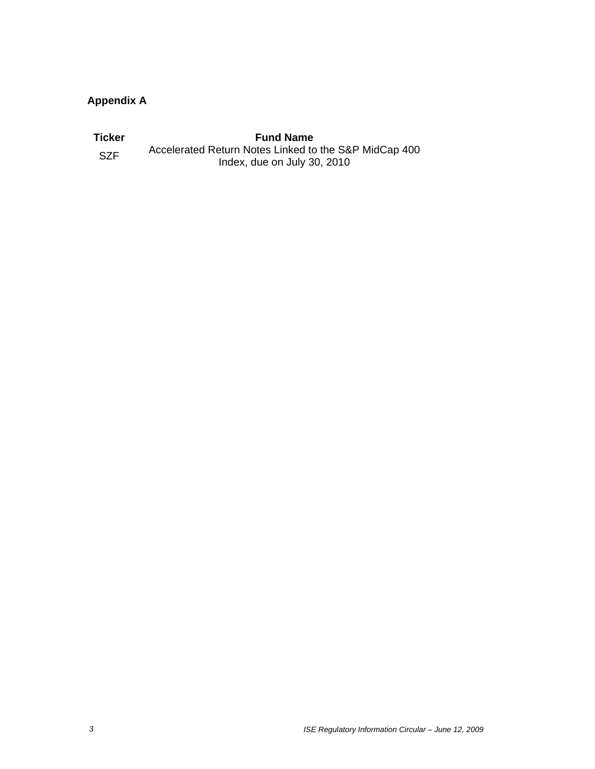**Appendix A**

| Ticker | Fund Name |
|---|---|
| SZF | Accelerated Return Notes Linked to the S&P MidCap 400 Index, due on July 30, 2010 |